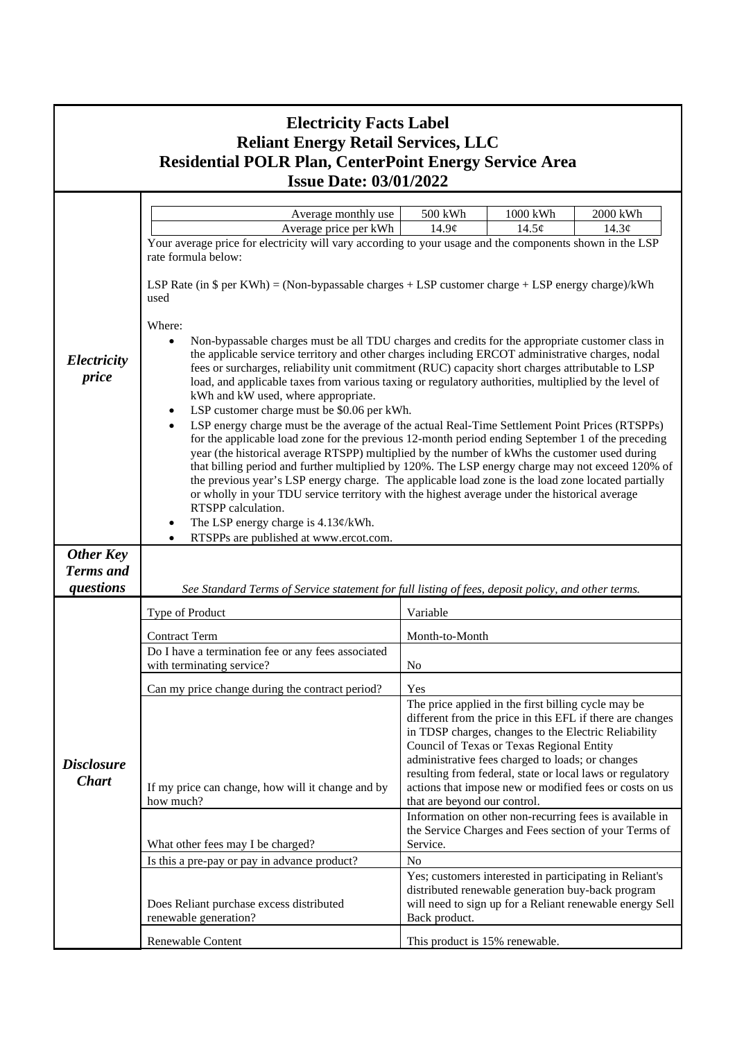# Electricity Facts Label
## Reliant Energy Retail Services, LLC
## Residential POLR Plan, CenterPoint Energy Service Area
## Issue Date: 03/01/2022

### *Electricity price*

| Average monthly use | 500 kWh | 1000 kWh | 2000 kWh |
|---|---|---|---|
| Average price per kWh | 14.9¢ | 14.5¢ | 14.3¢ |

Your average price for electricity will vary according to your usage and the components shown in the LSP rate formula below:

LSP Rate (in $ per KWh) = (Non-bypassable charges + LSP customer charge + LSP energy charge)/kWh used

Where:

- Non-bypassable charges must be all TDU charges and credits for the appropriate customer class in the applicable service territory and other charges including ERCOT administrative charges, nodal fees or surcharges, reliability unit commitment (RUC) capacity short charges attributable to LSP load, and applicable taxes from various taxing or regulatory authorities, multiplied by the level of kWh and kW used, where appropriate.
- LSP customer charge must be $0.06 per kWh.
- LSP energy charge must be the average of the actual Real-Time Settlement Point Prices (RTSPPs) for the applicable load zone for the previous 12-month period ending September 1 of the preceding year (the historical average RTSPP) multiplied by the number of kWhs the customer used during that billing period and further multiplied by 120%. The LSP energy charge may not exceed 120% of the previous year's LSP energy charge. The applicable load zone is the load zone located partially or wholly in your TDU service territory with the highest average under the historical average RTSPP calculation.
- The LSP energy charge is 4.13¢/kWh.
- RTSPPs are published at www.ercot.com.

### *Other Key Terms and questions*

*See Standard Terms of Service statement for full listing of fees, deposit policy, and other terms.*

### *Disclosure Chart*

| | |
|---|---|
| Type of Product | Variable |
| Contract Term | Month-to-Month |
| Do I have a termination fee or any fees associated with terminating service? | No |
| Can my price change during the contract period? | Yes |
| If my price can change, how will it change and by how much? | The price applied in the first billing cycle may be different from the price in this EFL if there are changes in TDSP charges, changes to the Electric Reliability Council of Texas or Texas Regional Entity administrative fees charged to loads; or changes resulting from federal, state or local laws or regulatory actions that impose new or modified fees or costs on us that are beyond our control. |
| What other fees may I be charged? | Information on other non-recurring fees is available in the Service Charges and Fees section of your Terms of Service. |
| Is this a pre-pay or pay in advance product? | No |
| Does Reliant purchase excess distributed renewable generation? | Yes; customers interested in participating in Reliant's distributed renewable generation buy-back program will need to sign up for a Reliant renewable energy Sell Back product. |
| Renewable Content | This product is 15% renewable. |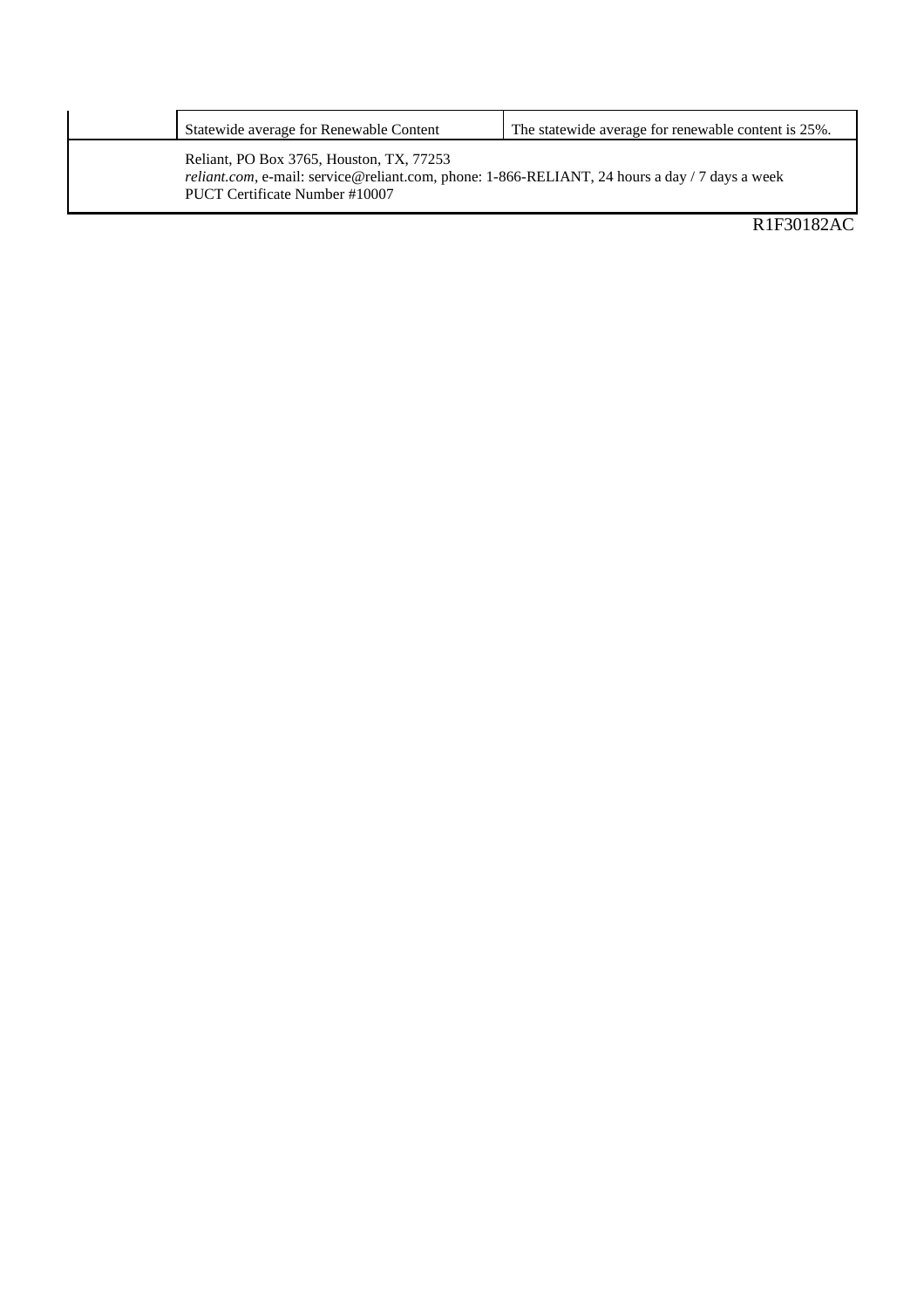| | | |
|---|---|---|
| | Statewide average for Renewable Content | The statewide average for renewable content is 25%. |

Reliant, PO Box 3765, Houston, TX, 77253
*reliant.com*, e-mail: service@reliant.com, phone: 1-866-RELIANT, 24 hours a day / 7 days a week
PUCT Certificate Number #10007

R1F30182AC